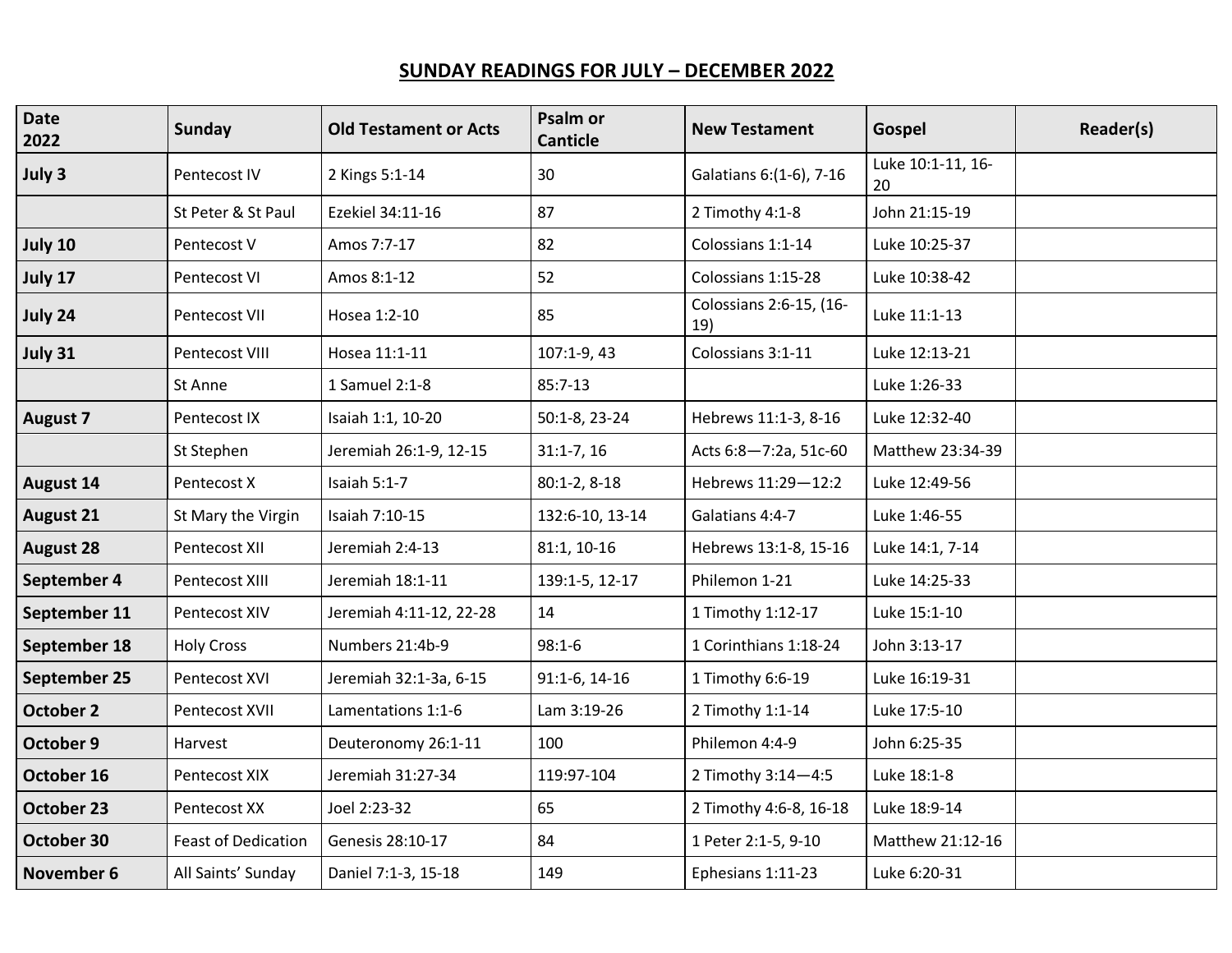# SUNDAY READINGS FOR JULY – DECEMBER 2022

| Date 2022 | Sunday | Old Testament or Acts | Psalm or Canticle | New Testament | Gospel | Reader(s) |
|---|---|---|---|---|---|---|
| **July 3** | Pentecost IV | 2 Kings 5:1-14 | 30 | Galatians 6:(1-6), 7-16 | Luke 10:1-11, 16-20 | |
| | St Peter & St Paul | Ezekiel 34:11-16 | 87 | 2 Timothy 4:1-8 | John 21:15-19 | |
| **July 10** | Pentecost V | Amos 7:7-17 | 82 | Colossians 1:1-14 | Luke 10:25-37 | |
| **July 17** | Pentecost VI | Amos 8:1-12 | 52 | Colossians 1:15-28 | Luke 10:38-42 | |
| **July 24** | Pentecost VII | Hosea 1:2-10 | 85 | Colossians 2:6-15, (16-19) | Luke 11:1-13 | |
| **July 31** | Pentecost VIII | Hosea 11:1-11 | 107:1-9, 43 | Colossians 3:1-11 | Luke 12:13-21 | |
| | St Anne | 1 Samuel 2:1-8 | 85:7-13 | | Luke 1:26-33 | |
| **August 7** | Pentecost IX | Isaiah 1:1, 10-20 | 50:1-8, 23-24 | Hebrews 11:1-3, 8-16 | Luke 12:32-40 | |
| | St Stephen | Jeremiah 26:1-9, 12-15 | 31:1-7, 16 | Acts 6:8—7:2a, 51c-60 | Matthew 23:34-39 | |
| **August 14** | Pentecost X | Isaiah 5:1-7 | 80:1-2, 8-18 | Hebrews 11:29—12:2 | Luke 12:49-56 | |
| **August 21** | St Mary the Virgin | Isaiah 7:10-15 | 132:6-10, 13-14 | Galatians 4:4-7 | Luke 1:46-55 | |
| **August 28** | Pentecost XII | Jeremiah 2:4-13 | 81:1, 10-16 | Hebrews 13:1-8, 15-16 | Luke 14:1, 7-14 | |
| **September 4** | Pentecost XIII | Jeremiah 18:1-11 | 139:1-5, 12-17 | Philemon 1-21 | Luke 14:25-33 | |
| **September 11** | Pentecost XIV | Jeremiah 4:11-12, 22-28 | 14 | 1 Timothy 1:12-17 | Luke 15:1-10 | |
| **September 18** | Holy Cross | Numbers 21:4b-9 | 98:1-6 | 1 Corinthians 1:18-24 | John 3:13-17 | |
| **September 25** | Pentecost XVI | Jeremiah 32:1-3a, 6-15 | 91:1-6, 14-16 | 1 Timothy 6:6-19 | Luke 16:19-31 | |
| **October 2** | Pentecost XVII | Lamentations 1:1-6 | Lam 3:19-26 | 2 Timothy 1:1-14 | Luke 17:5-10 | |
| **October 9** | Harvest | Deuteronomy 26:1-11 | 100 | Philemon 4:4-9 | John 6:25-35 | |
| **October 16** | Pentecost XIX | Jeremiah 31:27-34 | 119:97-104 | 2 Timothy 3:14—4:5 | Luke 18:1-8 | |
| **October 23** | Pentecost XX | Joel 2:23-32 | 65 | 2 Timothy 4:6-8, 16-18 | Luke 18:9-14 | |
| **October 30** | Feast of Dedication | Genesis 28:10-17 | 84 | 1 Peter 2:1-5, 9-10 | Matthew 21:12-16 | |
| **November 6** | All Saints' Sunday | Daniel 7:1-3, 15-18 | 149 | Ephesians 1:11-23 | Luke 6:20-31 | |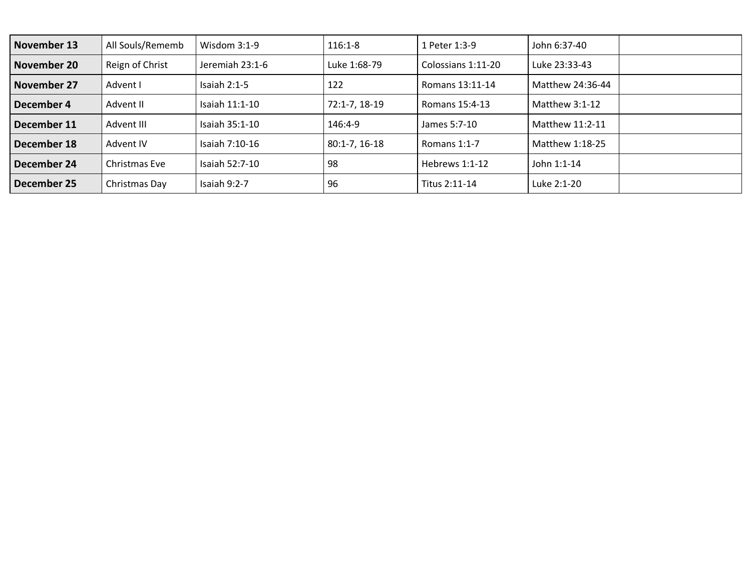| | | | | | | |
|---|---|---|---|---|---|---|
| **November 13** | All Souls/Rememb | Wisdom 3:1-9 | 116:1-8 | 1 Peter 1:3-9 | John 6:37-40 | |
| **November 20** | Reign of Christ | Jeremiah 23:1-6 | Luke 1:68-79 | Colossians 1:11-20 | Luke 23:33-43 | |
| **November 27** | Advent I | Isaiah 2:1-5 | 122 | Romans 13:11-14 | Matthew 24:36-44 | |
| **December 4** | Advent II | Isaiah 11:1-10 | 72:1-7, 18-19 | Romans 15:4-13 | Matthew 3:1-12 | |
| **December 11** | Advent III | Isaiah 35:1-10 | 146:4-9 | James 5:7-10 | Matthew 11:2-11 | |
| **December 18** | Advent IV | Isaiah 7:10-16 | 80:1-7, 16-18 | Romans 1:1-7 | Matthew 1:18-25 | |
| **December 24** | Christmas Eve | Isaiah 52:7-10 | 98 | Hebrews 1:1-12 | John 1:1-14 | |
| **December 25** | Christmas Day | Isaiah 9:2-7 | 96 | Titus 2:11-14 | Luke 2:1-20 | |